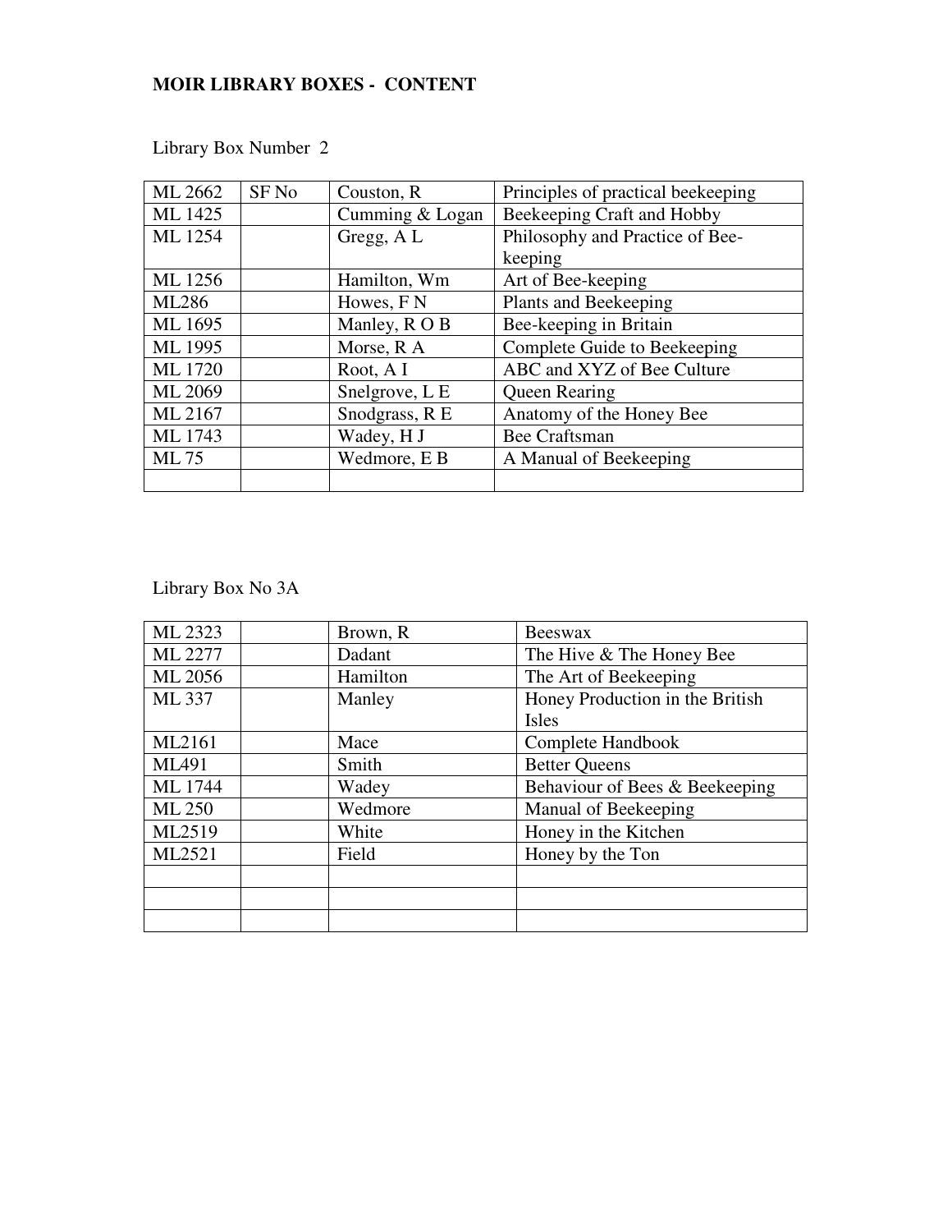**MOIR LIBRARY BOXES - CONTENT**

Library Box Number 2

| ML 2662 | SF No | Couston, R | Principles of practical beekeeping |
|---|---|---|---|
| ML 1425 | | Cumming & Logan | Beekeeping Craft and Hobby |
| ML 1254 | | Gregg, A L | Philosophy and Practice of Bee-keeping |
| ML 1256 | | Hamilton, Wm | Art of Bee-keeping |
| ML286 | | Howes, F N | Plants and Beekeeping |
| ML 1695 | | Manley, R O B | Bee-keeping in Britain |
| ML 1995 | | Morse, R A | Complete Guide to Beekeeping |
| ML 1720 | | Root, A I | ABC and XYZ of Bee Culture |
| ML 2069 | | Snelgrove, L E | Queen Rearing |
| ML 2167 | | Snodgrass, R E | Anatomy of the Honey Bee |
| ML 1743 | | Wadey, H J | Bee Craftsman |
| ML 75 | | Wedmore, E B | A Manual of Beekeeping |
| | | | |

Library Box No 3A

| ML 2323 | | Brown, R | Beeswax |
|---|---|---|---|
| ML 2277 | | Dadant | The Hive & The Honey Bee |
| ML 2056 | | Hamilton | The Art of Beekeeping |
| ML 337 | | Manley | Honey Production in the British Isles |
| ML2161 | | Mace | Complete Handbook |
| ML491 | | Smith | Better Queens |
| ML 1744 | | Wadey | Behaviour of Bees & Beekeeping |
| ML 250 | | Wedmore | Manual of Beekeeping |
| ML2519 | | White | Honey in the Kitchen |
| ML2521 | | Field | Honey by the Ton |
| | | | |
| | | | |
| | | | |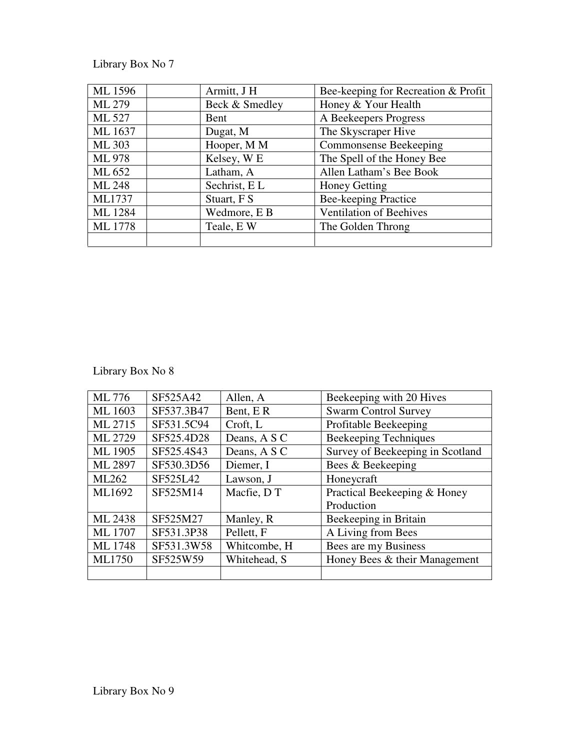Library Box No 7

| | | | |
|---|---|---|---|
| ML 1596 | | Armitt, J H | Bee-keeping for Recreation & Profit |
| ML 279 | | Beck & Smedley | Honey & Your Health |
| ML 527 | | Bent | A Beekeepers Progress |
| ML 1637 | | Dugat, M | The Skyscraper Hive |
| ML 303 | | Hooper, M M | Commonsense Beekeeping |
| ML 978 | | Kelsey, W E | The Spell of the Honey Bee |
| ML 652 | | Latham, A | Allen Latham's Bee Book |
| ML 248 | | Sechrist, E L | Honey Getting |
| ML1737 | | Stuart, F S | Bee-keeping Practice |
| ML 1284 | | Wedmore, E B | Ventilation of Beehives |
| ML 1778 | | Teale, E W | The Golden Throng |
| | | | |

Library Box No 8

| | | | |
|---|---|---|---|
| ML 776 | SF525A42 | Allen, A | Beekeeping with 20 Hives |
| ML 1603 | SF537.3B47 | Bent, E R | Swarm Control Survey |
| ML 2715 | SF531.5C94 | Croft, L | Profitable Beekeeping |
| ML 2729 | SF525.4D28 | Deans, A S C | Beekeeping Techniques |
| ML 1905 | SF525.4S43 | Deans, A S C | Survey of Beekeeping in Scotland |
| ML 2897 | SF530.3D56 | Diemer, I | Bees & Beekeeping |
| ML262 | SF525L42 | Lawson, J | Honeycraft |
| ML1692 | SF525M14 | Macfie, D T | Practical Beekeeping & Honey Production |
| ML 2438 | SF525M27 | Manley, R | Beekeeping in Britain |
| ML 1707 | SF531.3P38 | Pellett, F | A Living from Bees |
| ML 1748 | SF531.3W58 | Whitcombe, H | Bees are my Business |
| ML1750 | SF525W59 | Whitehead, S | Honey Bees & their Management |
| | | | |

Library Box No 9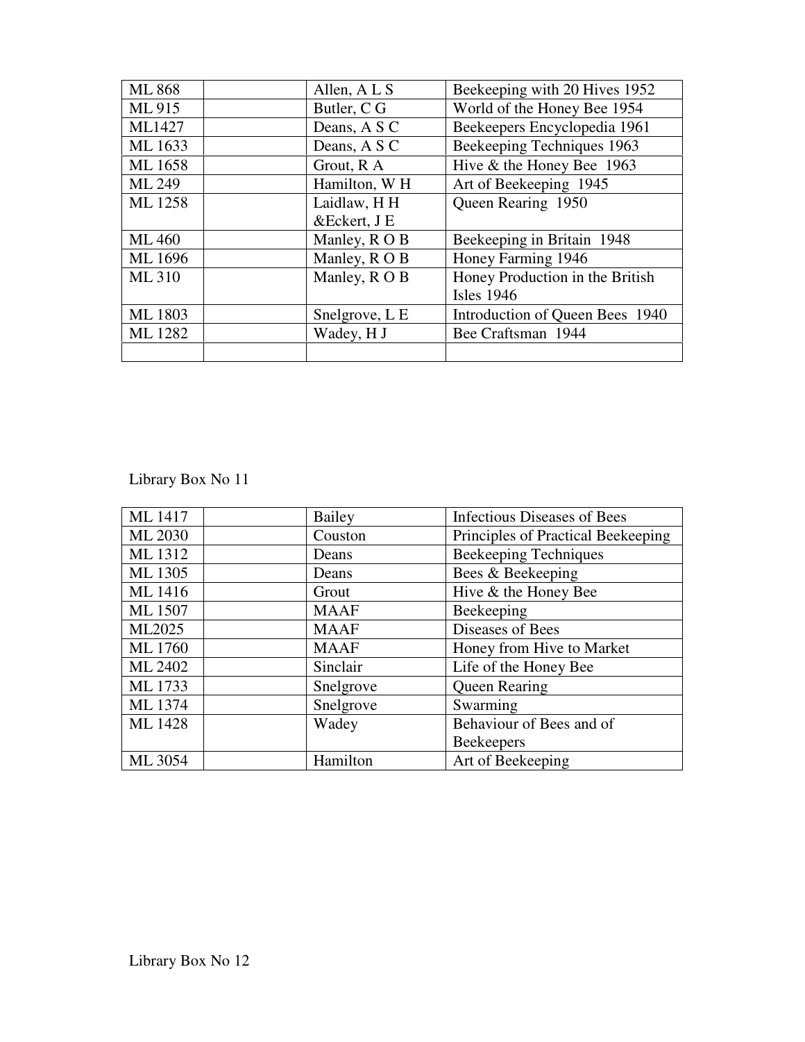| | | | |
|---|---|---|---|
| ML 868 | | Allen, A L S | Beekeeping with 20 Hives 1952 |
| ML 915 | | Butler, C G | World of the Honey Bee 1954 |
| ML1427 | | Deans, A S C | Beekeepers Encyclopedia 1961 |
| ML 1633 | | Deans, A S C | Beekeeping Techniques 1963 |
| ML 1658 | | Grout, R A | Hive & the Honey Bee 1963 |
| ML 249 | | Hamilton, W H | Art of Beekeeping 1945 |
| ML 1258 | | Laidlaw, H H &Eckert, J E | Queen Rearing 1950 |
| ML 460 | | Manley, R O B | Beekeeping in Britain 1948 |
| ML 1696 | | Manley, R O B | Honey Farming 1946 |
| ML 310 | | Manley, R O B | Honey Production in the British Isles 1946 |
| ML 1803 | | Snelgrove, L E | Introduction of Queen Bees 1940 |
| ML 1282 | | Wadey, H J | Bee Craftsman 1944 |
| | | | |

Library Box No 11

| | | | |
|---|---|---|---|
| ML 1417 | | Bailey | Infectious Diseases of Bees |
| ML 2030 | | Couston | Principles of Practical Beekeeping |
| ML 1312 | | Deans | Beekeeping Techniques |
| ML 1305 | | Deans | Bees & Beekeeping |
| ML 1416 | | Grout | Hive & the Honey Bee |
| ML 1507 | | MAAF | Beekeeping |
| ML2025 | | MAAF | Diseases of Bees |
| ML 1760 | | MAAF | Honey from Hive to Market |
| ML 2402 | | Sinclair | Life of the Honey Bee |
| ML 1733 | | Snelgrove | Queen Rearing |
| ML 1374 | | Snelgrove | Swarming |
| ML 1428 | | Wadey | Behaviour of Bees and of Beekeepers |
| ML 3054 | | Hamilton | Art of Beekeeping |

Library Box No 12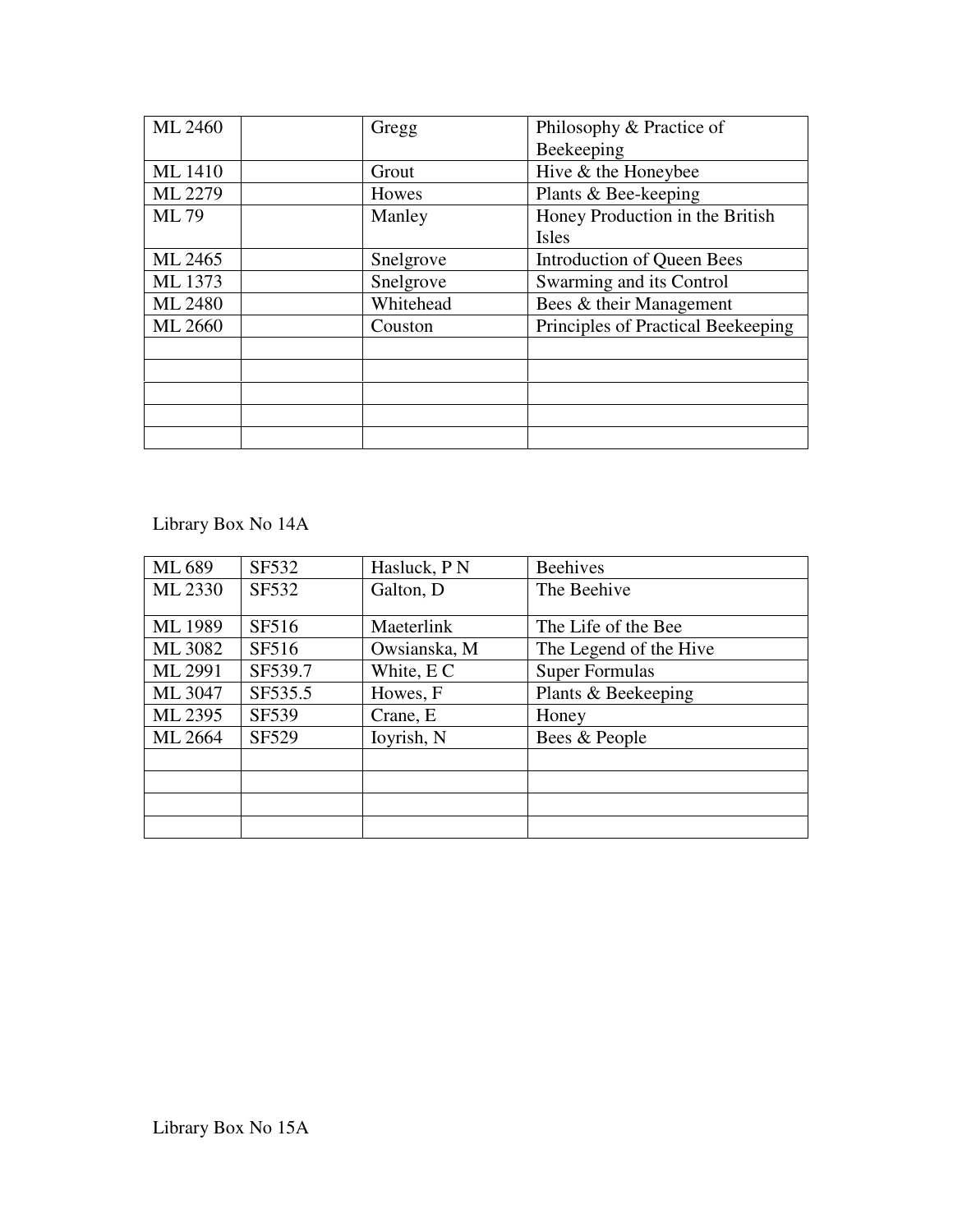| | | | |
|---|---|---|---|
| ML 2460 | | Gregg | Philosophy & Practice of Beekeeping |
| ML 1410 | | Grout | Hive & the Honeybee |
| ML 2279 | | Howes | Plants & Bee-keeping |
| ML 79 | | Manley | Honey Production in the British Isles |
| ML 2465 | | Snelgrove | Introduction of Queen Bees |
| ML 1373 | | Snelgrove | Swarming and its Control |
| ML 2480 | | Whitehead | Bees & their Management |
| ML 2660 | | Couston | Principles of Practical Beekeeping |
| | | | |
| | | | |
| | | | |
| | | | |
| | | | |

Library Box No 14A

| | | | |
|---|---|---|---|
| ML 689 | SF532 | Hasluck, P N | Beehives |
| ML 2330 | SF532 | Galton, D | The Beehive |
| ML 1989 | SF516 | Maeterlink | The Life of the Bee |
| ML 3082 | SF516 | Owsianska, M | The Legend of the Hive |
| ML 2991 | SF539.7 | White, E C | Super Formulas |
| ML 3047 | SF535.5 | Howes, F | Plants & Beekeeping |
| ML 2395 | SF539 | Crane, E | Honey |
| ML 2664 | SF529 | Ioyrish, N | Bees & People |
| | | | |
| | | | |
| | | | |
| | | | |

Library Box No 15A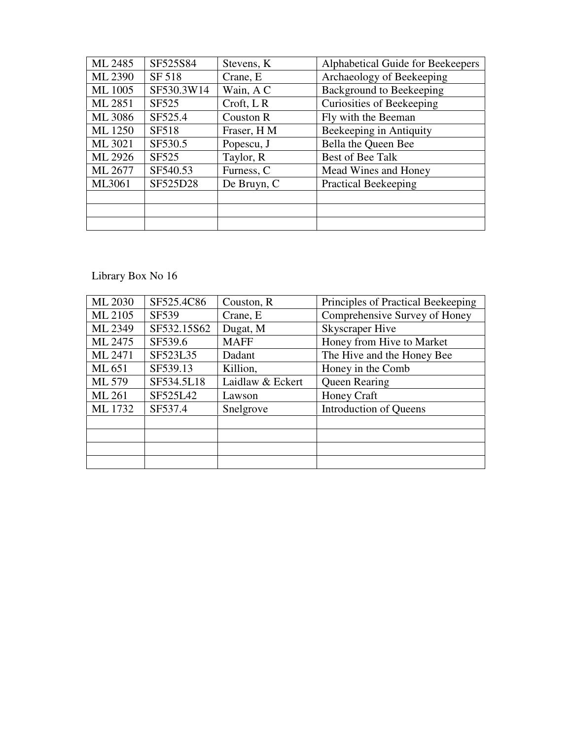| | | | |
|---|---|---|---|
| ML 2485 | SF525S84 | Stevens, K | Alphabetical Guide for Beekeepers |
| ML 2390 | SF 518 | Crane, E | Archaeology of Beekeeping |
| ML 1005 | SF530.3W14 | Wain, A C | Background to Beekeeping |
| ML 2851 | SF525 | Croft, L R | Curiosities of Beekeeping |
| ML 3086 | SF525.4 | Couston R | Fly with the Beeman |
| ML 1250 | SF518 | Fraser, H M | Beekeeping in Antiquity |
| ML 3021 | SF530.5 | Popescu, J | Bella the Queen Bee |
| ML 2926 | SF525 | Taylor, R | Best of Bee Talk |
| ML 2677 | SF540.53 | Furness, C | Mead Wines and Honey |
| ML3061 | SF525D28 | De Bruyn, C | Practical Beekeeping |
| | | | |
| | | | |
| | | | |

Library Box No 16

| | | | |
|---|---|---|---|
| ML 2030 | SF525.4C86 | Couston, R | Principles of Practical Beekeeping |
| ML 2105 | SF539 | Crane, E | Comprehensive Survey of Honey |
| ML 2349 | SF532.15S62 | Dugat, M | Skyscraper Hive |
| ML 2475 | SF539.6 | MAFF | Honey from Hive to Market |
| ML 2471 | SF523L35 | Dadant | The Hive and the Honey Bee |
| ML 651 | SF539.13 | Killion, | Honey in the Comb |
| ML 579 | SF534.5L18 | Laidlaw & Eckert | Queen Rearing |
| ML 261 | SF525L42 | Lawson | Honey Craft |
| ML 1732 | SF537.4 | Snelgrove | Introduction of Queens |
| | | | |
| | | | |
| | | | |
| | | | |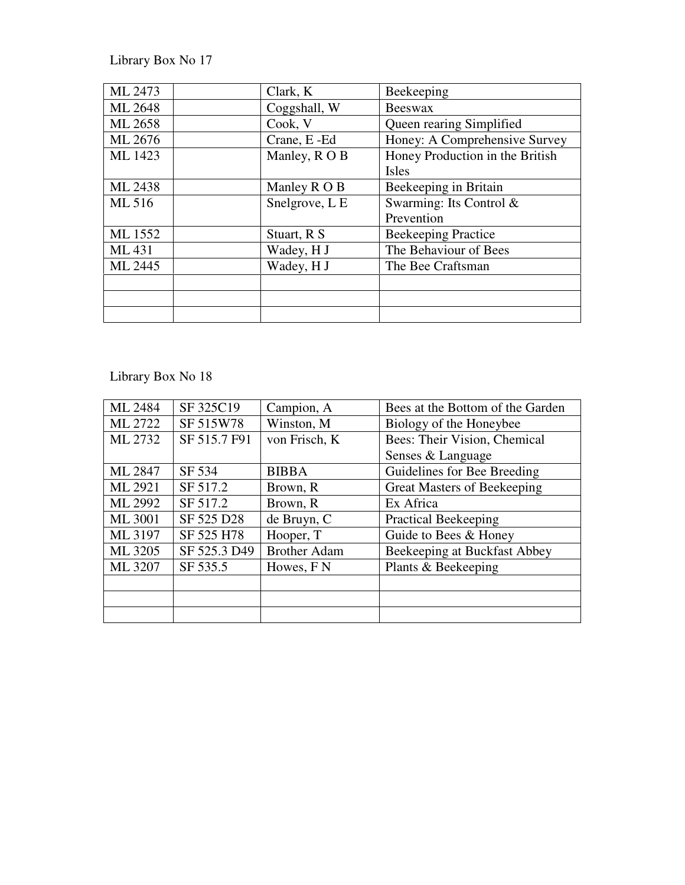Library Box No 17

| | | | |
|---|---|---|---|
| ML 2473 | | Clark, K | Beekeeping |
| ML 2648 | | Coggshall, W | Beeswax |
| ML 2658 | | Cook, V | Queen rearing Simplified |
| ML 2676 | | Crane, E -Ed | Honey: A Comprehensive Survey |
| ML 1423 | | Manley, R O B | Honey Production in the British Isles |
| ML 2438 | | Manley R O B | Beekeeping in Britain |
| ML 516 | | Snelgrove, L E | Swarming: Its Control & Prevention |
| ML 1552 | | Stuart, R S | Beekeeping Practice |
| ML 431 | | Wadey, H J | The Behaviour of Bees |
| ML 2445 | | Wadey, H J | The Bee Craftsman |
| | | | |
| | | | |
| | | | |

Library Box No 18

| | | | |
|---|---|---|---|
| ML 2484 | SF 325C19 | Campion, A | Bees at the Bottom of the Garden |
| ML 2722 | SF 515W78 | Winston, M | Biology of the Honeybee |
| ML 2732 | SF 515.7 F91 | von Frisch, K | Bees: Their Vision, Chemical Senses & Language |
| ML 2847 | SF 534 | BIBBA | Guidelines for Bee Breeding |
| ML 2921 | SF 517.2 | Brown, R | Great Masters of Beekeeping |
| ML 2992 | SF 517.2 | Brown, R | Ex Africa |
| ML 3001 | SF 525 D28 | de Bruyn, C | Practical Beekeeping |
| ML 3197 | SF 525 H78 | Hooper, T | Guide to Bees & Honey |
| ML 3205 | SF 525.3 D49 | Brother Adam | Beekeeping at Buckfast Abbey |
| ML 3207 | SF 535.5 | Howes, F N | Plants & Beekeeping |
| | | | |
| | | | |
| | | | |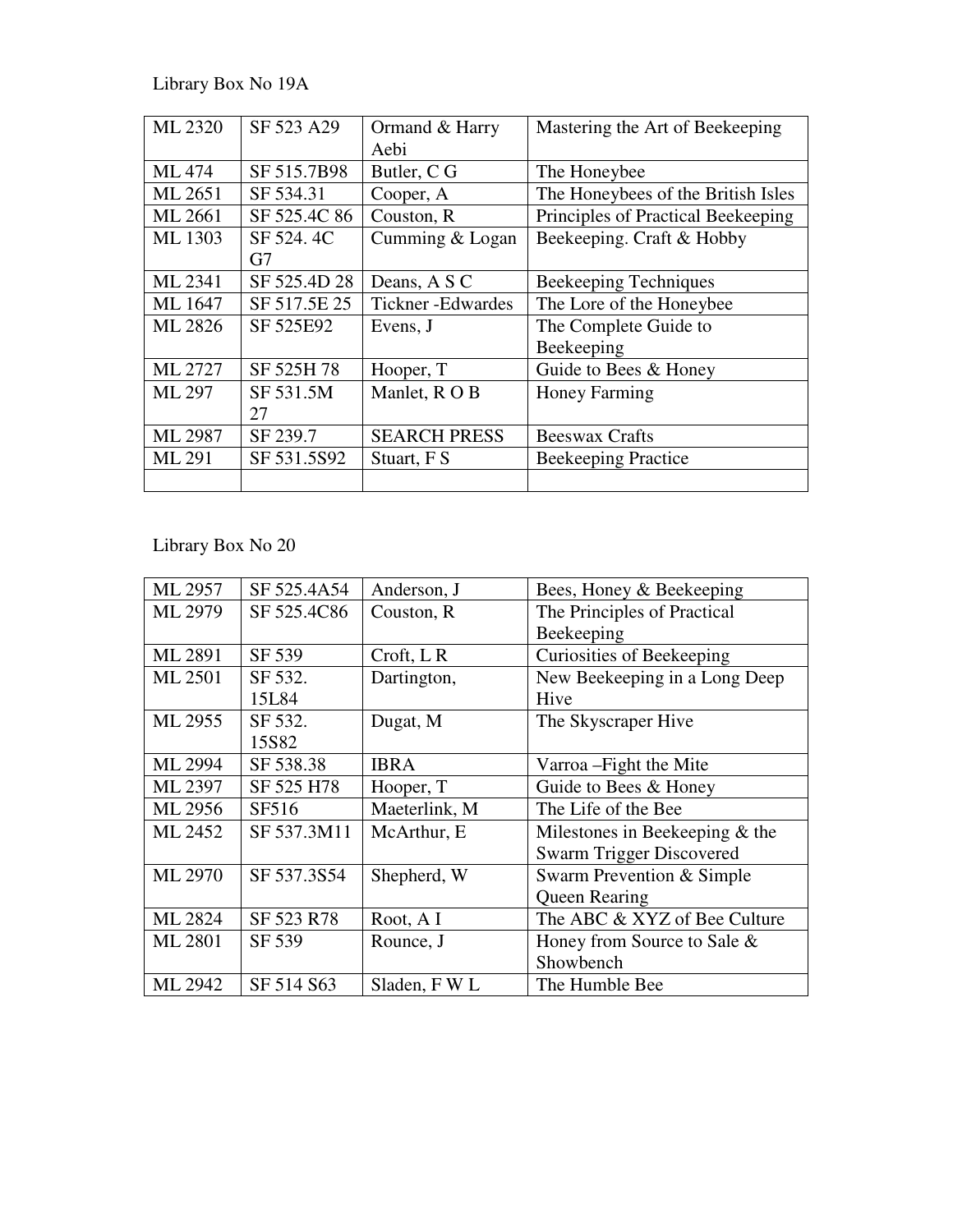Library Box No 19A

| | | | |
|---|---|---|---|
| ML 2320 | SF 523 A29 | Ormand & Harry Aebi | Mastering the Art of Beekeeping |
| ML 474 | SF 515.7B98 | Butler, C G | The Honeybee |
| ML 2651 | SF 534.31 | Cooper, A | The Honeybees of the British Isles |
| ML 2661 | SF 525.4C 86 | Couston, R | Principles of Practical Beekeeping |
| ML 1303 | SF 524. 4C G7 | Cumming & Logan | Beekeeping. Craft & Hobby |
| ML 2341 | SF 525.4D 28 | Deans, A S C | Beekeeping Techniques |
| ML 1647 | SF 517.5E 25 | Tickner -Edwardes | The Lore of the Honeybee |
| ML 2826 | SF 525E92 | Evens, J | The Complete Guide to Beekeeping |
| ML 2727 | SF 525H 78 | Hooper, T | Guide to Bees & Honey |
| ML 297 | SF 531.5M 27 | Manlet, R O B | Honey Farming |
| ML 2987 | SF 239.7 | SEARCH PRESS | Beeswax Crafts |
| ML 291 | SF 531.5S92 | Stuart, F S | Beekeeping Practice |
| | | | |

Library Box No 20

| | | | |
|---|---|---|---|
| ML 2957 | SF 525.4A54 | Anderson, J | Bees, Honey & Beekeeping |
| ML 2979 | SF 525.4C86 | Couston, R | The Principles of Practical Beekeeping |
| ML 2891 | SF 539 | Croft, L R | Curiosities of Beekeeping |
| ML 2501 | SF 532. 15L84 | Dartington, | New Beekeeping in a Long Deep Hive |
| ML 2955 | SF 532. 15S82 | Dugat, M | The Skyscraper Hive |
| ML 2994 | SF 538.38 | IBRA | Varroa –Fight the Mite |
| ML 2397 | SF 525 H78 | Hooper, T | Guide to Bees & Honey |
| ML 2956 | SF516 | Maeterlink, M | The Life of the Bee |
| ML 2452 | SF 537.3M11 | McArthur, E | Milestones in Beekeeping & the Swarm Trigger Discovered |
| ML 2970 | SF 537.3S54 | Shepherd, W | Swarm Prevention & Simple Queen Rearing |
| ML 2824 | SF 523 R78 | Root, A I | The ABC & XYZ of Bee Culture |
| ML 2801 | SF 539 | Rounce, J | Honey from Source to Sale & Showbench |
| ML 2942 | SF 514 S63 | Sladen, F W L | The Humble Bee |